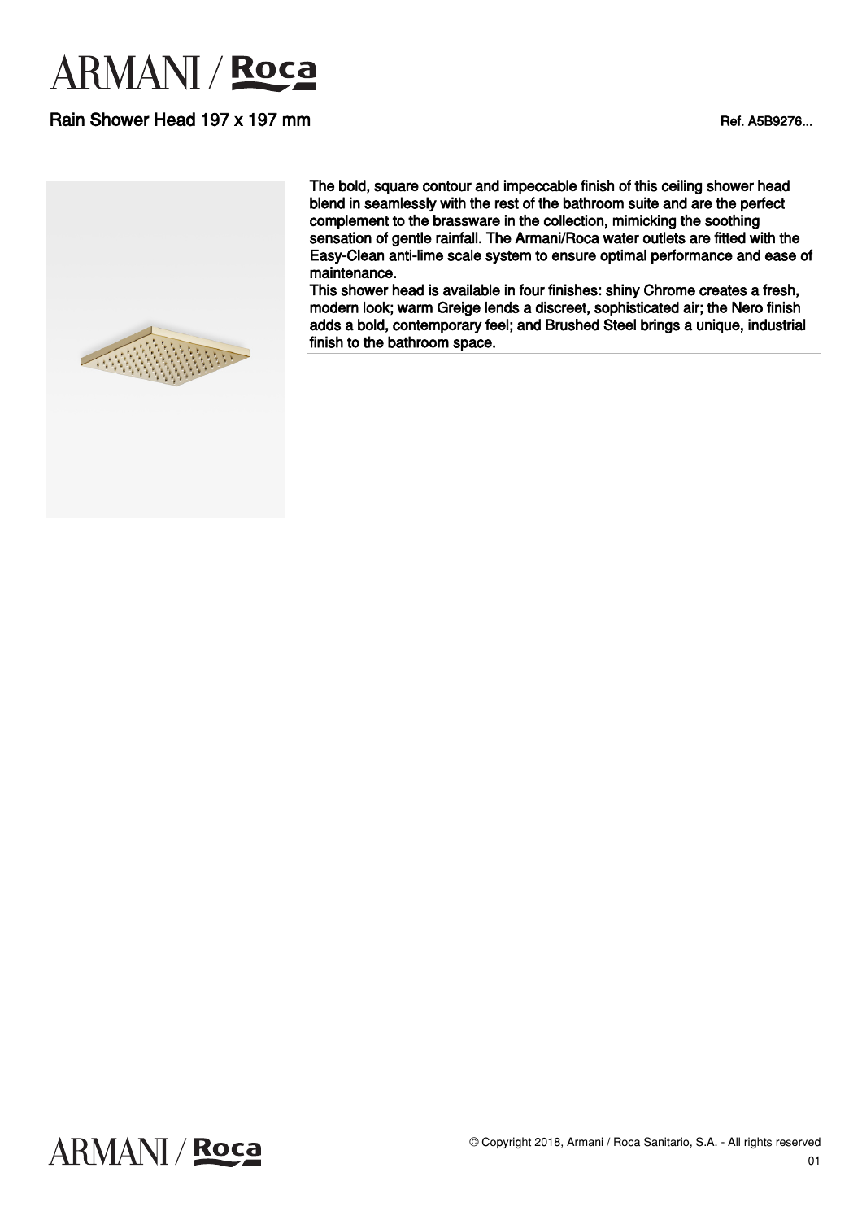# ARMANI / Roca

## Rain Shower Head 197 x 197 mm

Ref. A5B9276...

The bold, square contour and impeccable finish of this ceiling shower head blend in seamlessly with the rest of the bathroom suite and are the perfect complement to the brassware in the collection, mimicking the soothing sensation of gentle rainfall. The Armani/Roca water outlets are fitted with the Easy-Clean anti-lime scale system to ensure optimal performance and ease of maintenance.
This shower head is available in four finishes: shiny Chrome creates a fresh, modern look; warm Greige lends a discreet, sophisticated air; the Nero finish adds a bold, contemporary feel; and Brushed Steel brings a unique, industrial finish to the bathroom space.

© Copyright 2018, Armani / Roca Sanitario, S.A. - All rights reserved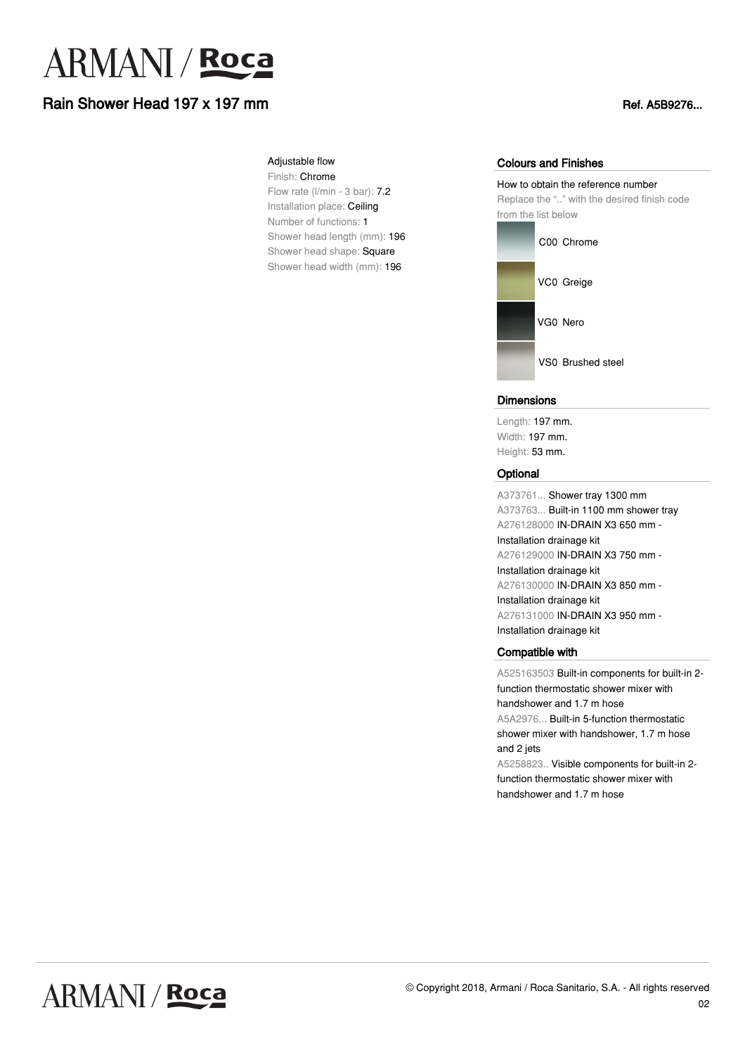# ARMANI / Roca

## Rain Shower Head 197 x 197 mm

Ref. A5B9276...

Adjustable flow

Finish: Chrome
Flow rate (l/min - 3 bar): 7.2
Installation place: Ceiling
Number of functions: 1
Shower head length (mm): 196
Shower head shape: Square
Shower head width (mm): 196

### Colours and Finishes

How to obtain the reference number
Replace the ".." with the desired finish code from the list below

- C00 Chrome
- VC0 Greige
- VG0 Nero
- VS0 Brushed steel

### Dimensions

Length: 197 mm.
Width: 197 mm.
Height: 53 mm.

### Optional

A373761... Shower tray 1300 mm
A373763... Built-in 1100 mm shower tray
A276128000 IN-DRAIN X3 650 mm - Installation drainage kit
A276129000 IN-DRAIN X3 750 mm - Installation drainage kit
A276130000 IN-DRAIN X3 850 mm - Installation drainage kit
A276131000 IN-DRAIN X3 950 mm - Installation drainage kit

### Compatible with

A525163503 Built-in components for built-in 2-function thermostatic shower mixer with handshower and 1.7 m hose
A5A2976... Built-in 5-function thermostatic shower mixer with handshower, 1.7 m hose and 2 jets
A5258823.. Visible components for built-in 2-function thermostatic shower mixer with handshower and 1.7 m hose

© Copyright 2018, Armani / Roca Sanitario, S.A. - All rights reserved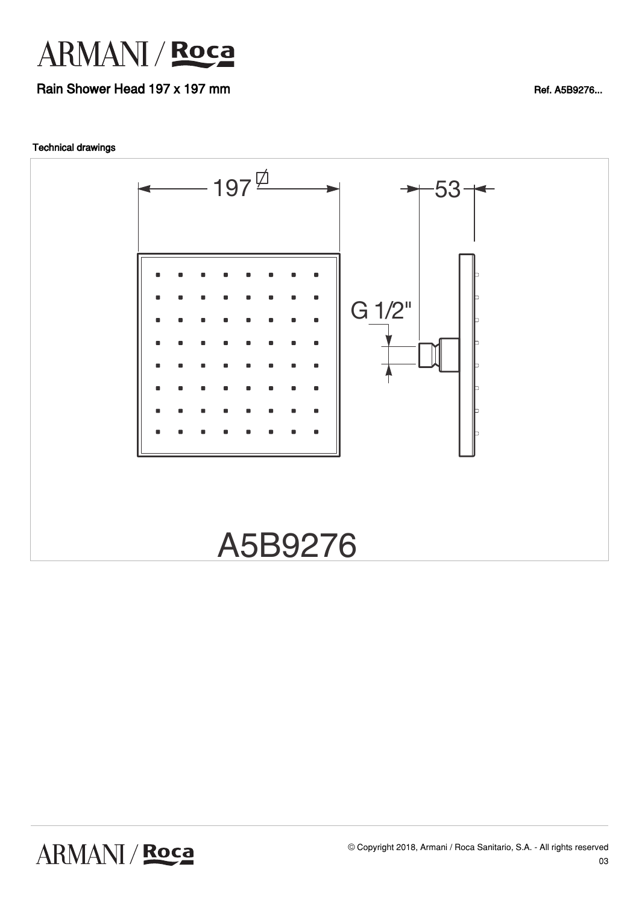# ARMANI / Roca

## Rain Shower Head 197 x 197 mm

Ref. A5B9276...

### Technical drawings

197 ◻

53

G 1/2"

A5B9276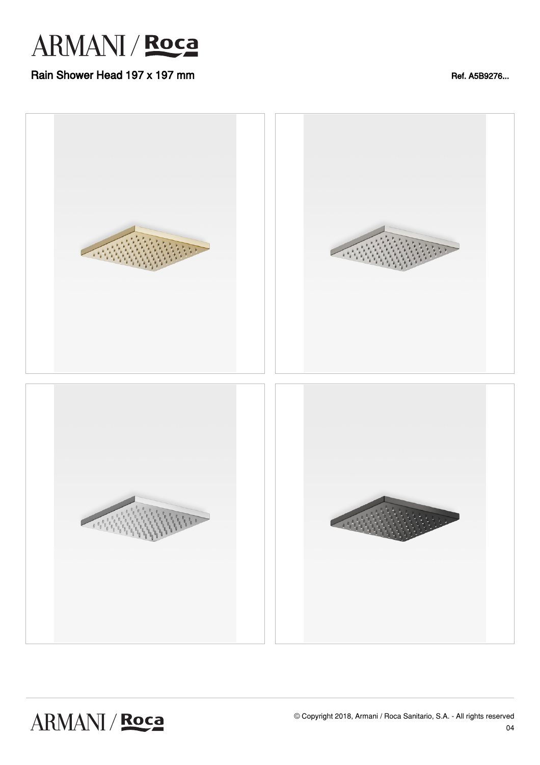# ARMANI / Roca

## Rain Shower Head 197 x 197 mm

Ref. A5B9276...

© Copyright 2018, Armani / Roca Sanitario, S.A. - All rights reserved